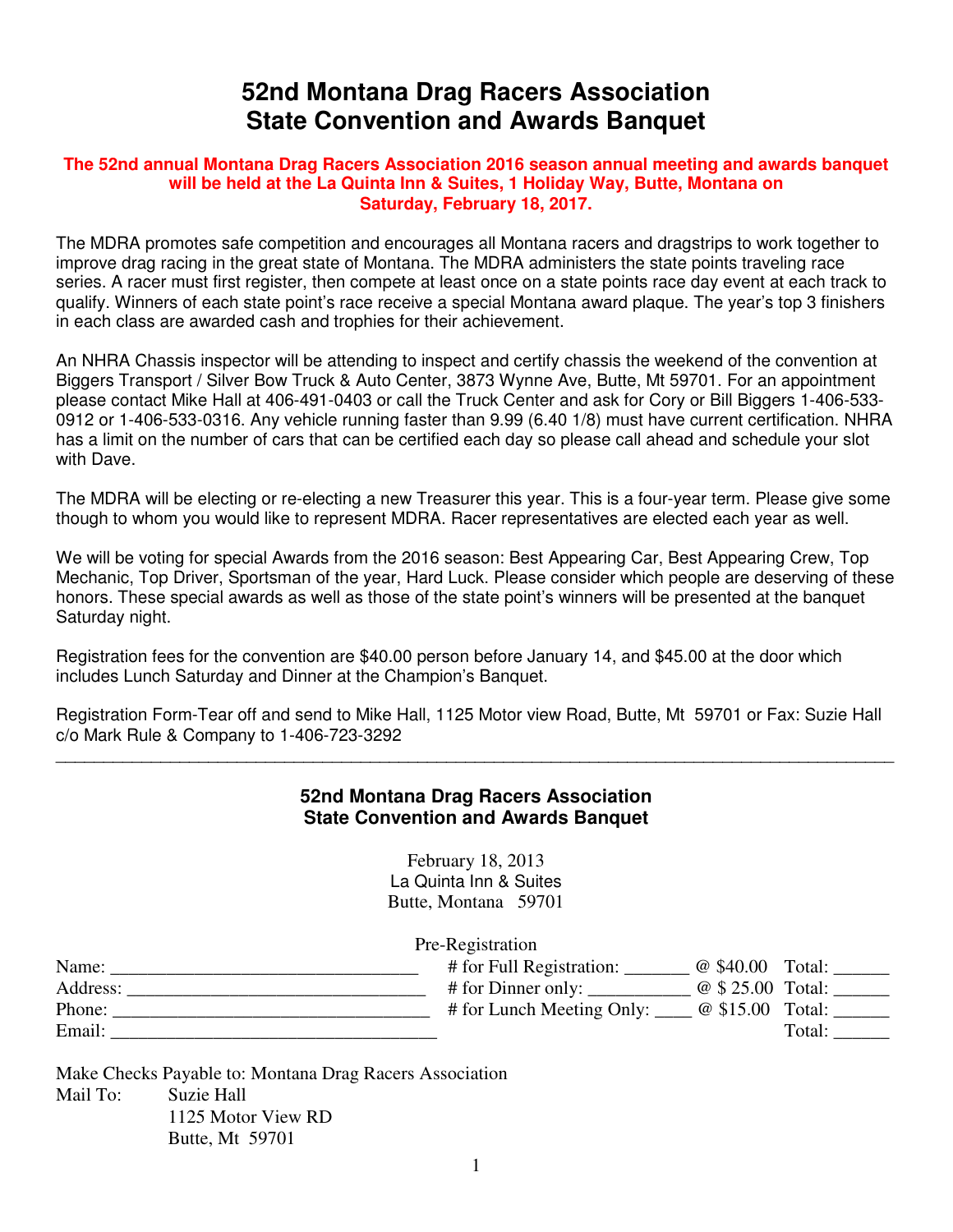# 52nd Montana Drag Racers Association
# State Convention and Awards Banquet

**The 52nd annual Montana Drag Racers Association 2016 season annual meeting and awards banquet will be held at the La Quinta Inn & Suites, 1 Holiday Way, Butte, Montana on Saturday, February 18, 2017.**

The MDRA promotes safe competition and encourages all Montana racers and dragstrips to work together to improve drag racing in the great state of Montana. The MDRA administers the state points traveling race series. A racer must first register, then compete at least once on a state points race day event at each track to qualify. Winners of each state point's race receive a special Montana award plaque. The year's top 3 finishers in each class are awarded cash and trophies for their achievement.

An NHRA Chassis inspector will be attending to inspect and certify chassis the weekend of the convention at Biggers Transport / Silver Bow Truck & Auto Center, 3873 Wynne Ave, Butte, Mt 59701. For an appointment please contact Mike Hall at 406-491-0403 or call the Truck Center and ask for Cory or Bill Biggers 1-406-533-0912 or 1-406-533-0316. Any vehicle running faster than 9.99 (6.40 1/8) must have current certification. NHRA has a limit on the number of cars that can be certified each day so please call ahead and schedule your slot with Dave.

The MDRA will be electing or re-electing a new Treasurer this year. This is a four-year term. Please give some though to whom you would like to represent MDRA. Racer representatives are elected each year as well.

We will be voting for special Awards from the 2016 season: Best Appearing Car, Best Appearing Crew, Top Mechanic, Top Driver, Sportsman of the year, Hard Luck. Please consider which people are deserving of these honors. These special awards as well as those of the state point's winners will be presented at the banquet Saturday night.

Registration fees for the convention are $40.00 person before January 14, and $45.00 at the door which includes Lunch Saturday and Dinner at the Champion's Banquet.

Registration Form-Tear off and send to Mike Hall, 1125 Motor view Road, Butte, Mt 59701 or Fax: Suzie Hall c/o Mark Rule & Company to 1-406-723-3292

---

## 52nd Montana Drag Racers Association
## State Convention and Awards Banquet

February 18, 2013
La Quinta Inn & Suites
Butte, Montana 59701

Pre-Registration

Name: ________________________________ # for Full Registration: _______ @ $40.00 Total: ______

Address: ______________________________ # for Dinner only: __________ @ $ 25.00 Total: ______

Phone: _______________________________ # for Lunch Meeting Only: ____ @ $15.00 Total: ______

Email: ________________________________ Total: ______

Make Checks Payable to: Montana Drag Racers Association

Mail To: Suzie Hall
1125 Motor View RD
Butte, Mt 59701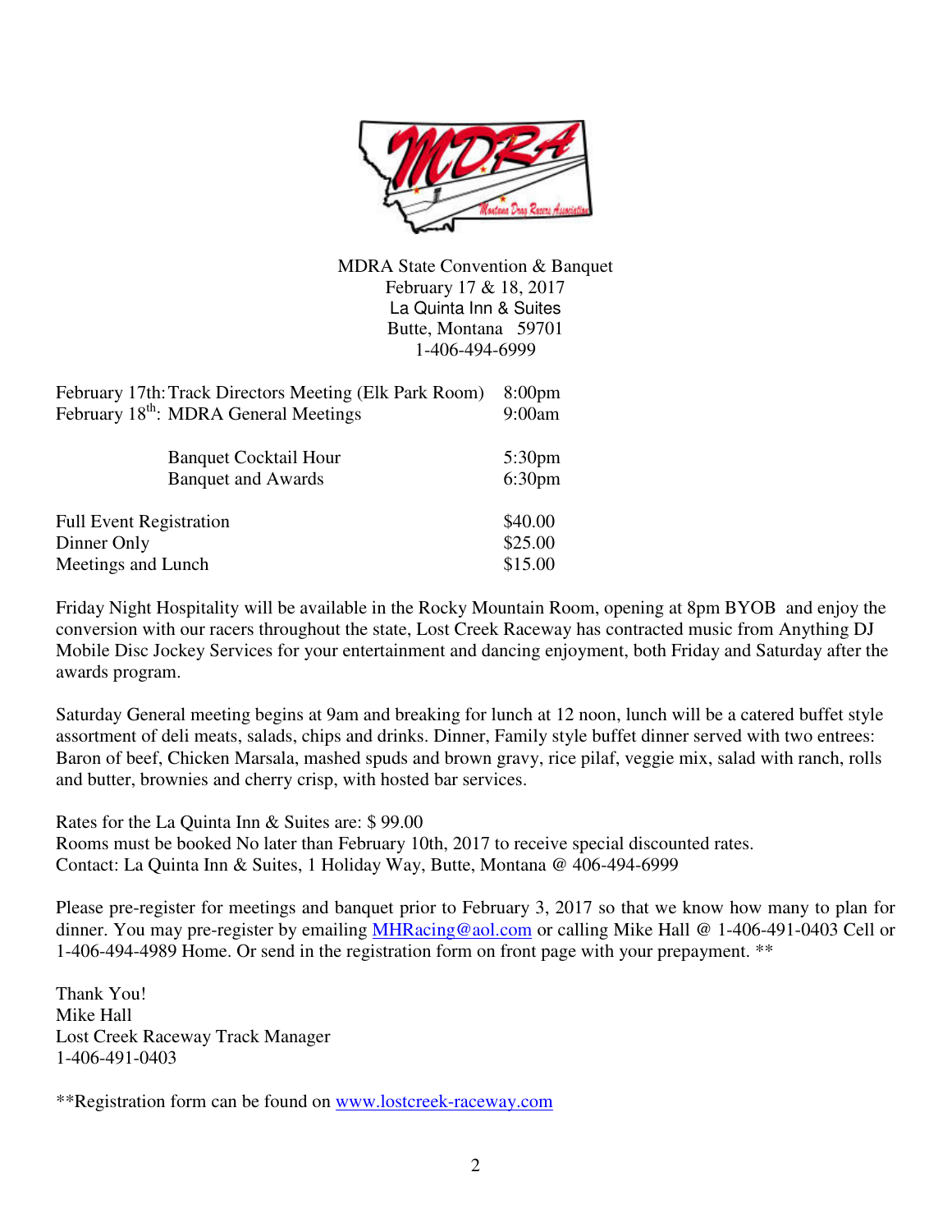MDRA State Convention & Banquet
February 17 & 18, 2017
La Quinta Inn & Suites
Butte, Montana 59701
1-406-494-6999

| | | |
|---|---|---|
| February 17th: | Track Directors Meeting (Elk Park Room) | 8:00pm |
| February 18th: | MDRA General Meetings | 9:00am |
| | Banquet Cocktail Hour | 5:30pm |
| | Banquet and Awards | 6:30pm |

| | |
|---|---|
| Full Event Registration | $40.00 |
| Dinner Only | $25.00 |
| Meetings and Lunch | $15.00 |

Friday Night Hospitality will be available in the Rocky Mountain Room, opening at 8pm BYOB and enjoy the conversion with our racers throughout the state, Lost Creek Raceway has contracted music from Anything DJ Mobile Disc Jockey Services for your entertainment and dancing enjoyment, both Friday and Saturday after the awards program.

Saturday General meeting begins at 9am and breaking for lunch at 12 noon, lunch will be a catered buffet style assortment of deli meats, salads, chips and drinks. Dinner, Family style buffet dinner served with two entrees: Baron of beef, Chicken Marsala, mashed spuds and brown gravy, rice pilaf, veggie mix, salad with ranch, rolls and butter, brownies and cherry crisp, with hosted bar services.

Rates for the La Quinta Inn & Suites are: $ 99.00
Rooms must be booked No later than February 10th, 2017 to receive special discounted rates.
Contact: La Quinta Inn & Suites, 1 Holiday Way, Butte, Montana @ 406-494-6999

Please pre-register for meetings and banquet prior to February 3, 2017 so that we know how many to plan for dinner. You may pre-register by emailing MHRacing@aol.com or calling Mike Hall @ 1-406-491-0403 Cell or 1-406-494-4989 Home. Or send in the registration form on front page with your prepayment. **

Thank You!
Mike Hall
Lost Creek Raceway Track Manager
1-406-491-0403

**Registration form can be found on www.lostcreek-raceway.com